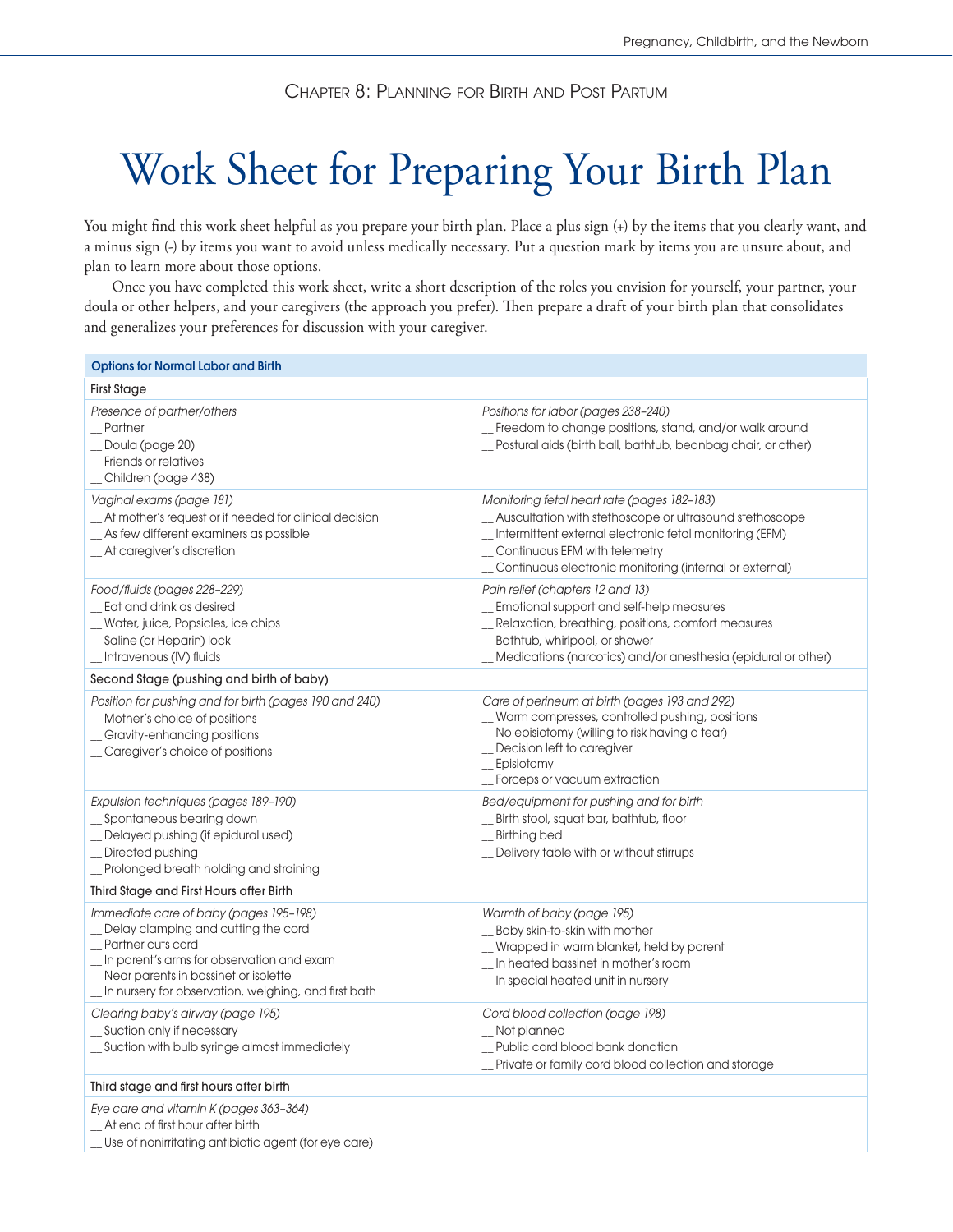CHAPTER 8: PLANNING FOR BIRTH AND POST PARTUM

# Work Sheet for Preparing Your Birth Plan

You might find this work sheet helpful as you prepare your birth plan. Place a plus sign (+) by the items that you clearly want, and a minus sign (-) by items you want to avoid unless medically necessary. Put a question mark by items you are unsure about, and plan to learn more about those options.

Once you have completed this work sheet, write a short description of the roles you envision for yourself, your partner, your doula or other helpers, and your caregivers (the approach you prefer). Then prepare a draft of your birth plan that consolidates and generalizes your preferences for discussion with your caregiver.

## Options for Normal Labor and Birth

### First Stage

| | |
|---|---|
| *Presence of partner/others*<br>__ Partner<br>__ Doula (page 20)<br>__ Friends or relatives<br>__ Children (page 438) | *Positions for labor (pages 238–240)*<br>__ Freedom to change positions, stand, and/or walk around<br>__ Postural aids (birth ball, bathtub, beanbag chair, or other) |
| *Vaginal exams (page 181)*<br>__ At mother's request or if needed for clinical decision<br>__ As few different examiners as possible<br>__ At caregiver's discretion | *Monitoring fetal heart rate (pages 182–183)*<br>__ Auscultation with stethoscope or ultrasound stethoscope<br>__ Intermittent external electronic fetal monitoring (EFM)<br>__ Continuous EFM with telemetry<br>__ Continuous electronic monitoring (internal or external) |
| *Food/fluids (pages 228–229)*<br>__ Eat and drink as desired<br>__ Water, juice, Popsicles, ice chips<br>__ Saline (or Heparin) lock<br>__ Intravenous (IV) fluids | *Pain relief (chapters 12 and 13)*<br>__ Emotional support and self-help measures<br>__ Relaxation, breathing, positions, comfort measures<br>__ Bathtub, whirlpool, or shower<br>__ Medications (narcotics) and/or anesthesia (epidural or other) |

### Second Stage (pushing and birth of baby)

| | |
|---|---|
| *Position for pushing and for birth (pages 190 and 240)*<br>__ Mother's choice of positions<br>__ Gravity-enhancing positions<br>__ Caregiver's choice of positions | *Care of perineum at birth (pages 193 and 292)*<br>__ Warm compresses, controlled pushing, positions<br>__ No episiotomy (willing to risk having a tear)<br>__ Decision left to caregiver<br>__ Episiotomy<br>__ Forceps or vacuum extraction |
| *Expulsion techniques (pages 189–190)*<br>__ Spontaneous bearing down<br>__ Delayed pushing (if epidural used)<br>__ Directed pushing<br>__ Prolonged breath holding and straining | *Bed/equipment for pushing and for birth*<br>__ Birth stool, squat bar, bathtub, floor<br>__ Birthing bed<br>__ Delivery table with or without stirrups |

### Third Stage and First Hours after Birth

| | |
|---|---|
| *Immediate care of baby (pages 195–198)*<br>__ Delay clamping and cutting the cord<br>__ Partner cuts cord<br>__ In parent's arms for observation and exam<br>__ Near parents in bassinet or isolette<br>__ In nursery for observation, weighing, and first bath | *Warmth of baby (page 195)*<br>__ Baby skin-to-skin with mother<br>__ Wrapped in warm blanket, held by parent<br>__ In heated bassinet in mother's room<br>__ In special heated unit in nursery |
| *Clearing baby's airway (page 195)*<br>__ Suction only if necessary<br>__ Suction with bulb syringe almost immediately | *Cord blood collection (page 198)*<br>__ Not planned<br>__ Public cord blood bank donation<br>__ Private or family cord blood collection and storage |

### Third stage and first hours after birth

| | |
|---|---|
| *Eye care and vitamin K (pages 363–364)*<br>__ At end of first hour after birth<br>__ Use of nonirritating antibiotic agent (for eye care) | |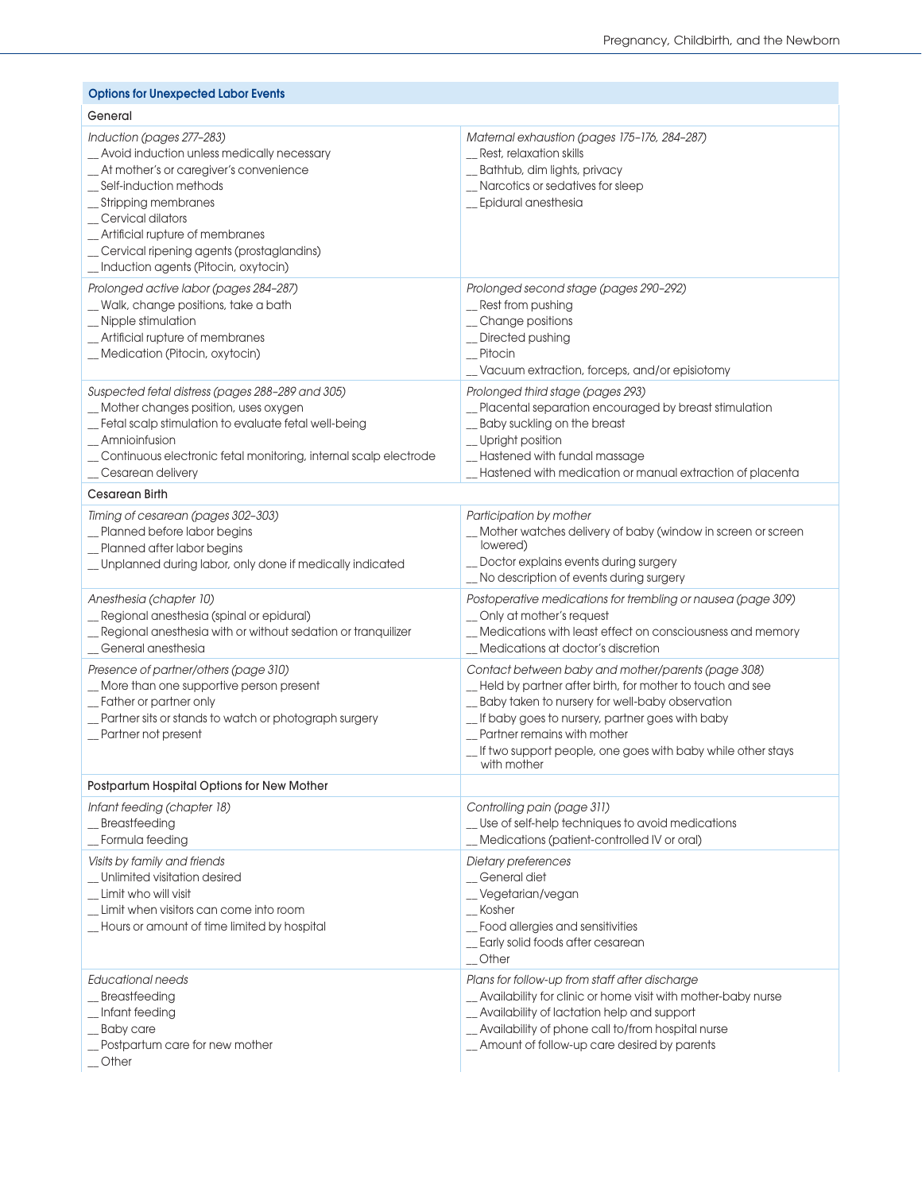## Options for Unexpected Labor Events

### General

*Induction (pages 277–283)*
__ Avoid induction unless medically necessary
__ At mother's or caregiver's convenience
__ Self-induction methods
__ Stripping membranes
__ Cervical dilators
__ Artificial rupture of membranes
__ Cervical ripening agents (prostaglandins)
__ Induction agents (Pitocin, oxytocin)

*Maternal exhaustion (pages 175–176, 284–287)*
__ Rest, relaxation skills
__ Bathtub, dim lights, privacy
__ Narcotics or sedatives for sleep
__ Epidural anesthesia

*Prolonged active labor (pages 284–287)*
__ Walk, change positions, take a bath
__ Nipple stimulation
__ Artificial rupture of membranes
__ Medication (Pitocin, oxytocin)

*Prolonged second stage (pages 290–292)*
__ Rest from pushing
__ Change positions
__ Directed pushing
__ Pitocin
__ Vacuum extraction, forceps, and/or episiotomy

*Suspected fetal distress (pages 288–289 and 305)*
__ Mother changes position, uses oxygen
__ Fetal scalp stimulation to evaluate fetal well-being
__ Amnioinfusion
__ Continuous electronic fetal monitoring, internal scalp electrode
__ Cesarean delivery

*Prolonged third stage (pages 293)*
__ Placental separation encouraged by breast stimulation
__ Baby suckling on the breast
__ Upright position
__ Hastened with fundal massage
__ Hastened with medication or manual extraction of placenta

### Cesarean Birth

*Timing of cesarean (pages 302–303)*
__ Planned before labor begins
__ Planned after labor begins
__ Unplanned during labor, only done if medically indicated

*Participation by mother*
__ Mother watches delivery of baby (window in screen or screen lowered)
__ Doctor explains events during surgery
__ No description of events during surgery

*Anesthesia (chapter 10)*
__ Regional anesthesia (spinal or epidural)
__ Regional anesthesia with or without sedation or tranquilizer
__ General anesthesia

*Postoperative medications for trembling or nausea (page 309)*
__ Only at mother's request
__ Medications with least effect on consciousness and memory
__ Medications at doctor's discretion

*Presence of partner/others (page 310)*
__ More than one supportive person present
__ Father or partner only
__ Partner sits or stands to watch or photograph surgery
__ Partner not present

*Contact between baby and mother/parents (page 308)*
__ Held by partner after birth, for mother to touch and see
__ Baby taken to nursery for well-baby observation
__ If baby goes to nursery, partner goes with baby
__ Partner remains with mother
__ If two support people, one goes with baby while other stays with mother

### Postpartum Hospital Options for New Mother

*Infant feeding (chapter 18)*
__ Breastfeeding
__ Formula feeding

*Controlling pain (page 311)*
__ Use of self-help techniques to avoid medications
__ Medications (patient-controlled IV or oral)

*Visits by family and friends*
__ Unlimited visitation desired
__ Limit who will visit
__ Limit when visitors can come into room
__ Hours or amount of time limited by hospital

*Dietary preferences*
__ General diet
__ Vegetarian/vegan
__ Kosher
__ Food allergies and sensitivities
__ Early solid foods after cesarean
__ Other

*Educational needs*
__ Breastfeeding
__ Infant feeding
__ Baby care
__ Postpartum care for new mother
__ Other

*Plans for follow-up from staff after discharge*
__ Availability for clinic or home visit with mother-baby nurse
__ Availability of lactation help and support
__ Availability of phone call to/from hospital nurse
__ Amount of follow-up care desired by parents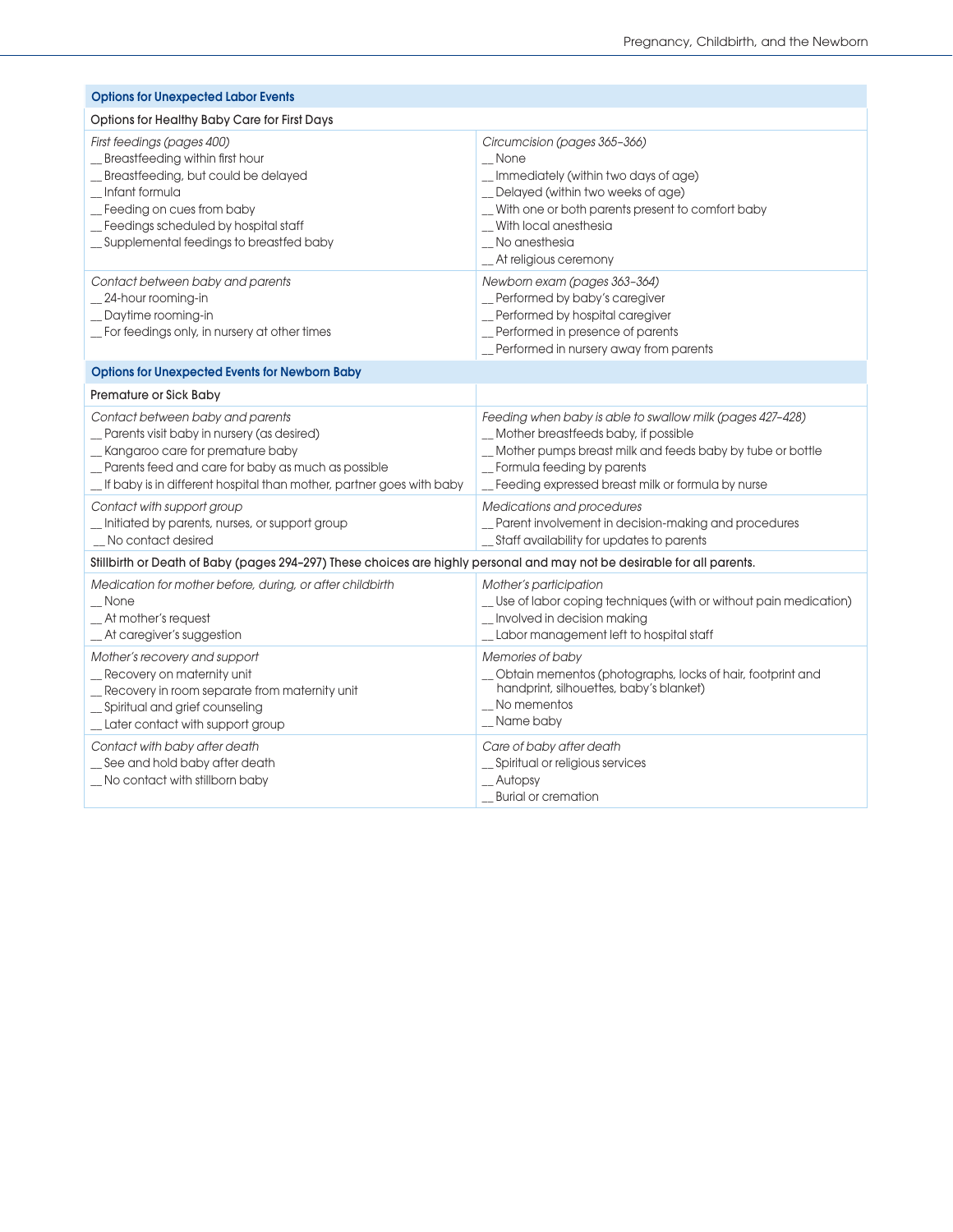| Options for Unexpected Labor Events | |
|---|---|
| **Options for Healthy Baby Care for First Days** | |
| *First feedings (pages 400)*<br>__ Breastfeeding within first hour<br>__ Breastfeeding, but could be delayed<br>__ Infant formula<br>__ Feeding on cues from baby<br>__ Feedings scheduled by hospital staff<br>__ Supplemental feedings to breastfed baby | *Circumcision (pages 365–366)*<br>__ None<br>__ Immediately (within two days of age)<br>__ Delayed (within two weeks of age)<br>__ With one or both parents present to comfort baby<br>__ With local anesthesia<br>__ No anesthesia<br>__ At religious ceremony |
| *Contact between baby and parents*<br>__ 24-hour rooming-in<br>__ Daytime rooming-in<br>__ For feedings only, in nursery at other times | *Newborn exam (pages 363–364)*<br>__ Performed by baby's caregiver<br>__ Performed by hospital caregiver<br>__ Performed in presence of parents<br>__ Performed in nursery away from parents |

| Options for Unexpected Events for Newborn Baby | |
|---|---|
| **Premature or Sick Baby** | |
| *Contact between baby and parents*<br>__ Parents visit baby in nursery (as desired)<br>__ Kangaroo care for premature baby<br>__ Parents feed and care for baby as much as possible<br>__ If baby is in different hospital than mother, partner goes with baby | *Feeding when baby is able to swallow milk (pages 427–428)*<br>__ Mother breastfeeds baby, if possible<br>__ Mother pumps breast milk and feeds baby by tube or bottle<br>__ Formula feeding by parents<br>__ Feeding expressed breast milk or formula by nurse |
| *Contact with support group*<br>__ Initiated by parents, nurses, or support group<br>__ No contact desired | *Medications and procedures*<br>__ Parent involvement in decision-making and procedures<br>__ Staff availability for updates to parents |
| **Stillbirth or Death of Baby (pages 294–297) These choices are highly personal and may not be desirable for all parents.** | |
| *Medication for mother before, during, or after childbirth*<br>__ None<br>__ At mother's request<br>__ At caregiver's suggestion | *Mother's participation*<br>__ Use of labor coping techniques (with or without pain medication)<br>__ Involved in decision making<br>__ Labor management left to hospital staff |
| *Mother's recovery and support*<br>__ Recovery on maternity unit<br>__ Recovery in room separate from maternity unit<br>__ Spiritual and grief counseling<br>__ Later contact with support group | *Memories of baby*<br>__ Obtain mementos (photographs, locks of hair, footprint and handprint, silhouettes, baby's blanket)<br>__ No mementos<br>__ Name baby |
| *Contact with baby after death*<br>__ See and hold baby after death<br>__ No contact with stillborn baby | *Care of baby after death*<br>__ Spiritual or religious services<br>__ Autopsy<br>__ Burial or cremation |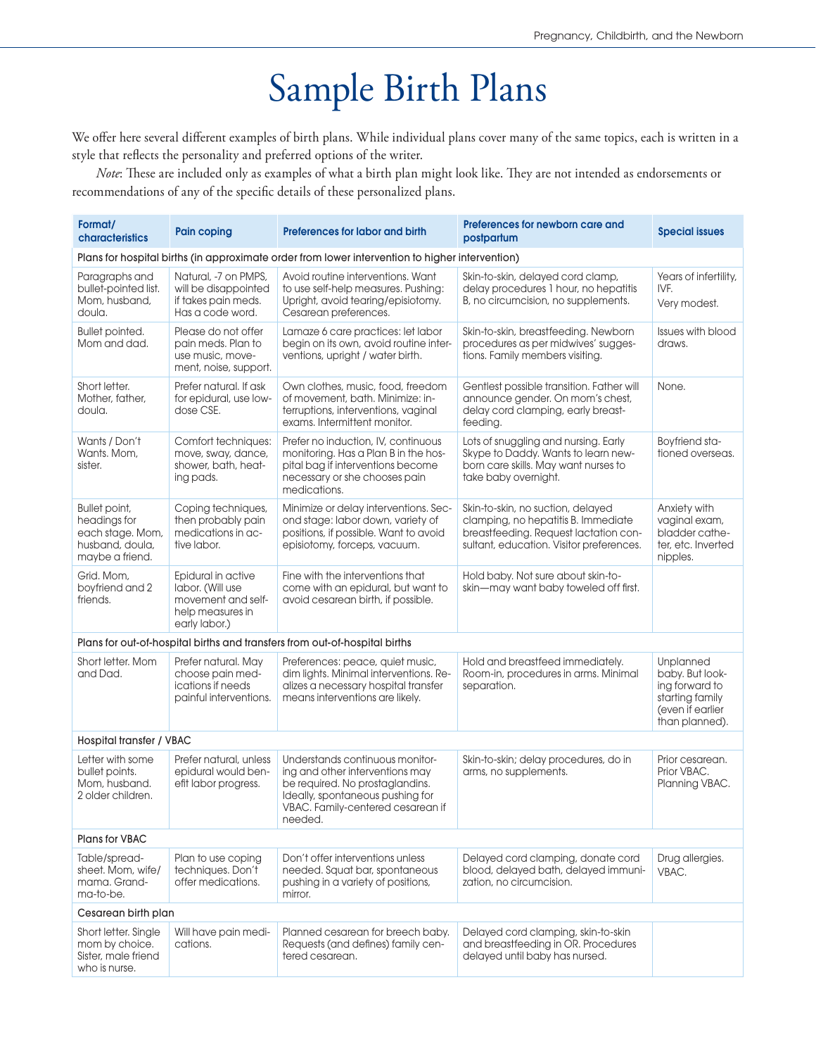# Sample Birth Plans

We offer here several different examples of birth plans. While individual plans cover many of the same topics, each is written in a style that reflects the personality and preferred options of the writer.

*Note*: These are included only as examples of what a birth plan might look like. They are not intended as endorsements or recommendations of any of the specific details of these personalized plans.

| Format/ characteristics | Pain coping | Preferences for labor and birth | Preferences for newborn care and postpartum | Special issues |
|---|---|---|---|---|
| **Plans for hospital births (in approximate order from lower intervention to higher intervention)** | | | | |
| Paragraphs and bullet-pointed list. Mom, husband, doula. | Natural, -7 on PMPS, will be disappointed if takes pain meds. Has a code word. | Avoid routine interventions. Want to use self-help measures. Pushing: Upright, avoid tearing/episiotomy. Cesarean preferences. | Skin-to-skin, delayed cord clamp, delay procedures 1 hour, no hepatitis B, no circumcision, no supplements. | Years of infertility, IVF. Very modest. |
| Bullet pointed. Mom and dad. | Please do not offer pain meds. Plan to use music, movement, noise, support. | Lamaze 6 care practices: let labor begin on its own, avoid routine interventions, upright / water birth. | Skin-to-skin, breastfeeding. Newborn procedures as per midwives' suggestions. Family members visiting. | Issues with blood draws. |
| Short letter. Mother, father, doula. | Prefer natural. If ask for epidural, use low-dose CSE. | Own clothes, music, food, freedom of movement, bath. Minimize: interruptions, interventions, vaginal exams. Intermittent monitor. | Gentlest possible transition. Father will announce gender. On mom's chest, delay cord clamping, early breastfeeding. | None. |
| Wants / Don't Wants. Mom, sister. | Comfort techniques: move, sway, dance, shower, bath, heating pads. | Prefer no induction, IV, continuous monitoring. Has a Plan B in the hospital bag if interventions become necessary or she chooses pain medications. | Lots of snuggling and nursing. Early Skype to Daddy. Wants to learn newborn care skills. May want nurses to take baby overnight. | Boyfriend stationed overseas. |
| Bullet point, headings for each stage. Mom, husband, doula, maybe a friend. | Coping techniques, then probably pain medications in active labor. | Minimize or delay interventions. Second stage: labor down, variety of positions, if possible. Want to avoid episiotomy, forceps, vacuum. | Skin-to-skin, no suction, delayed clamping, no hepatitis B. Immediate breastfeeding. Request lactation consultant, education. Visitor preferences. | Anxiety with vaginal exam, bladder catheter, etc. Inverted nipples. |
| Grid. Mom, boyfriend and 2 friends. | Epidural in active labor. (Will use movement and self-help measures in early labor.) | Fine with the interventions that come with an epidural, but want to avoid cesarean birth, if possible. | Hold baby. Not sure about skin-to-skin—may want baby toweled off first. | |
| **Plans for out-of-hospital births and transfers from out-of-hospital births** | | | | |
| Short letter. Mom and Dad. | Prefer natural. May choose pain medications if needs painful interventions. | Preferences: peace, quiet music, dim lights. Minimal interventions. Realizes a necessary hospital transfer means interventions are likely. | Hold and breastfeed immediately. Room-in, procedures in arms. Minimal separation. | Unplanned baby. But looking forward to starting family (even if earlier than planned). |
| **Hospital transfer / VBAC** | | | | |
| Letter with some bullet points. Mom, husband. 2 older children. | Prefer natural, unless epidural would benefit labor progress. | Understands continuous monitoring and other interventions may be required. No prostaglandins. Ideally, spontaneous pushing for VBAC. Family-centered cesarean if needed. | Skin-to-skin; delay procedures, do in arms, no supplements. | Prior cesarean. Prior VBAC. Planning VBAC. |
| **Plans for VBAC** | | | | |
| Table/spreadsheet. Mom, wife/mama. Grandma-to-be. | Plan to use coping techniques. Don't offer medications. | Don't offer interventions unless needed. Squat bar, spontaneous pushing in a variety of positions, mirror. | Delayed cord clamping, donate cord blood, delayed bath, delayed immunization, no circumcision. | Drug allergies. VBAC. |
| **Cesarean birth plan** | | | | |
| Short letter. Single mom by choice. Sister, male friend who is nurse. | Will have pain medications. | Planned cesarean for breech baby. Requests (and defines) family centered cesarean. | Delayed cord clamping, skin-to-skin and breastfeeding in OR. Procedures delayed until baby has nursed. | |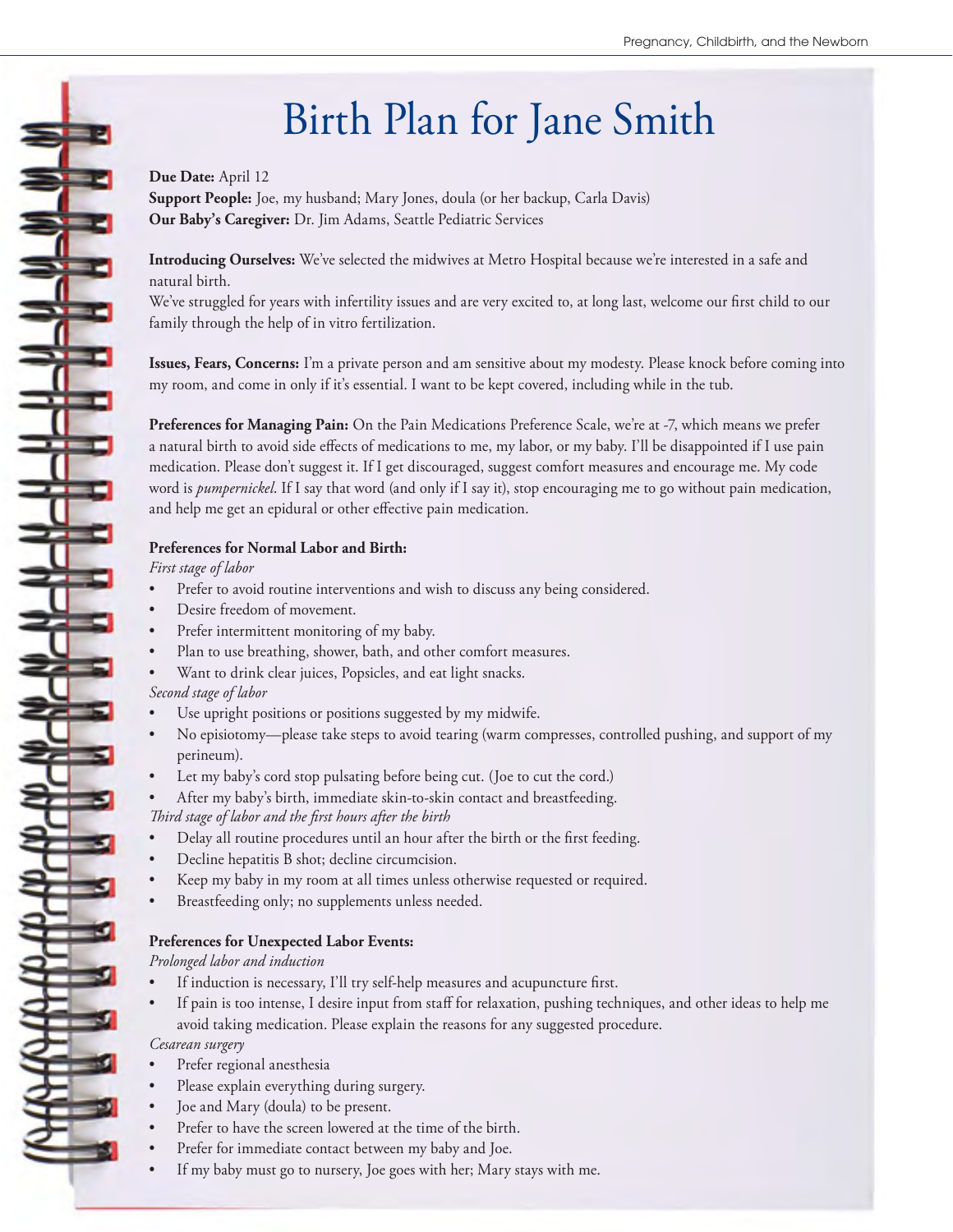# Birth Plan for Jane Smith

**Due Date:** April 12
**Support People:** Joe, my husband; Mary Jones, doula (or her backup, Carla Davis)
**Our Baby's Caregiver:** Dr. Jim Adams, Seattle Pediatric Services

**Introducing Ourselves:** We've selected the midwives at Metro Hospital because we're interested in a safe and natural birth.
We've struggled for years with infertility issues and are very excited to, at long last, welcome our first child to our family through the help of in vitro fertilization.

**Issues, Fears, Concerns:** I'm a private person and am sensitive about my modesty. Please knock before coming into my room, and come in only if it's essential. I want to be kept covered, including while in the tub.

**Preferences for Managing Pain:** On the Pain Medications Preference Scale, we're at -7, which means we prefer a natural birth to avoid side effects of medications to me, my labor, or my baby. I'll be disappointed if I use pain medication. Please don't suggest it. If I get discouraged, suggest comfort measures and encourage me. My code word is *pumpernickel*. If I say that word (and only if I say it), stop encouraging me to go without pain medication, and help me get an epidural or other effective pain medication.

**Preferences for Normal Labor and Birth:**

*First stage of labor*

- Prefer to avoid routine interventions and wish to discuss any being considered.
- Desire freedom of movement.
- Prefer intermittent monitoring of my baby.
- Plan to use breathing, shower, bath, and other comfort measures.
- Want to drink clear juices, Popsicles, and eat light snacks.

*Second stage of labor*

- Use upright positions or positions suggested by my midwife.
- No episiotomy—please take steps to avoid tearing (warm compresses, controlled pushing, and support of my perineum).
- Let my baby's cord stop pulsating before being cut. (Joe to cut the cord.)
- After my baby's birth, immediate skin-to-skin contact and breastfeeding.

*Third stage of labor and the first hours after the birth*

- Delay all routine procedures until an hour after the birth or the first feeding.
- Decline hepatitis B shot; decline circumcision.
- Keep my baby in my room at all times unless otherwise requested or required.
- Breastfeeding only; no supplements unless needed.

**Preferences for Unexpected Labor Events:**

*Prolonged labor and induction*

- If induction is necessary, I'll try self-help measures and acupuncture first.
- If pain is too intense, I desire input from staff for relaxation, pushing techniques, and other ideas to help me avoid taking medication. Please explain the reasons for any suggested procedure.

*Cesarean surgery*

- Prefer regional anesthesia
- Please explain everything during surgery.
- Joe and Mary (doula) to be present.
- Prefer to have the screen lowered at the time of the birth.
- Prefer for immediate contact between my baby and Joe.
- If my baby must go to nursery, Joe goes with her; Mary stays with me.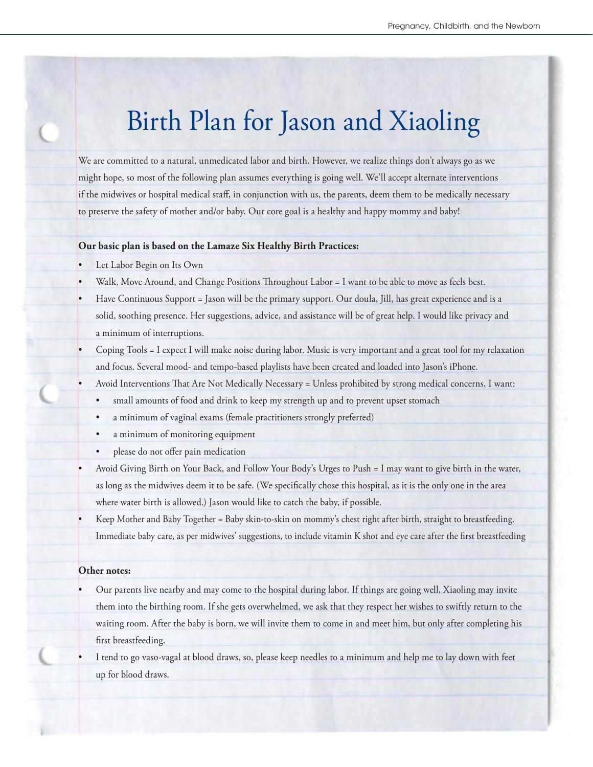# Birth Plan for Jason and Xiaoling

We are committed to a natural, unmedicated labor and birth. However, we realize things don't always go as we might hope, so most of the following plan assumes everything is going well. We'll accept alternate interventions if the midwives or hospital medical staff, in conjunction with us, the parents, deem them to be medically necessary to preserve the safety of mother and/or baby. Our core goal is a healthy and happy mommy and baby!

**Our basic plan is based on the Lamaze Six Healthy Birth Practices:**

- Let Labor Begin on Its Own
- Walk, Move Around, and Change Positions Throughout Labor = I want to be able to move as feels best.
- Have Continuous Support = Jason will be the primary support. Our doula, Jill, has great experience and is a solid, soothing presence. Her suggestions, advice, and assistance will be of great help. I would like privacy and a minimum of interruptions.
- Coping Tools = I expect I will make noise during labor. Music is very important and a great tool for my relaxation and focus. Several mood- and tempo-based playlists have been created and loaded into Jason's iPhone.
- Avoid Interventions That Are Not Medically Necessary = Unless prohibited by strong medical concerns, I want:
  - small amounts of food and drink to keep my strength up and to prevent upset stomach
  - a minimum of vaginal exams (female practitioners strongly preferred)
  - a minimum of monitoring equipment
  - please do not offer pain medication
- Avoid Giving Birth on Your Back, and Follow Your Body's Urges to Push = I may want to give birth in the water, as long as the midwives deem it to be safe. (We specifically chose this hospital, as it is the only one in the area where water birth is allowed.) Jason would like to catch the baby, if possible.
- Keep Mother and Baby Together = Baby skin-to-skin on mommy's chest right after birth, straight to breastfeeding. Immediate baby care, as per midwives' suggestions, to include vitamin K shot and eye care after the first breastfeeding

**Other notes:**

- Our parents live nearby and may come to the hospital during labor. If things are going well, Xiaoling may invite them into the birthing room. If she gets overwhelmed, we ask that they respect her wishes to swiftly return to the waiting room. After the baby is born, we will invite them to come in and meet him, but only after completing his first breastfeeding.
- I tend to go vaso-vagal at blood draws, so, please keep needles to a minimum and help me to lay down with feet up for blood draws.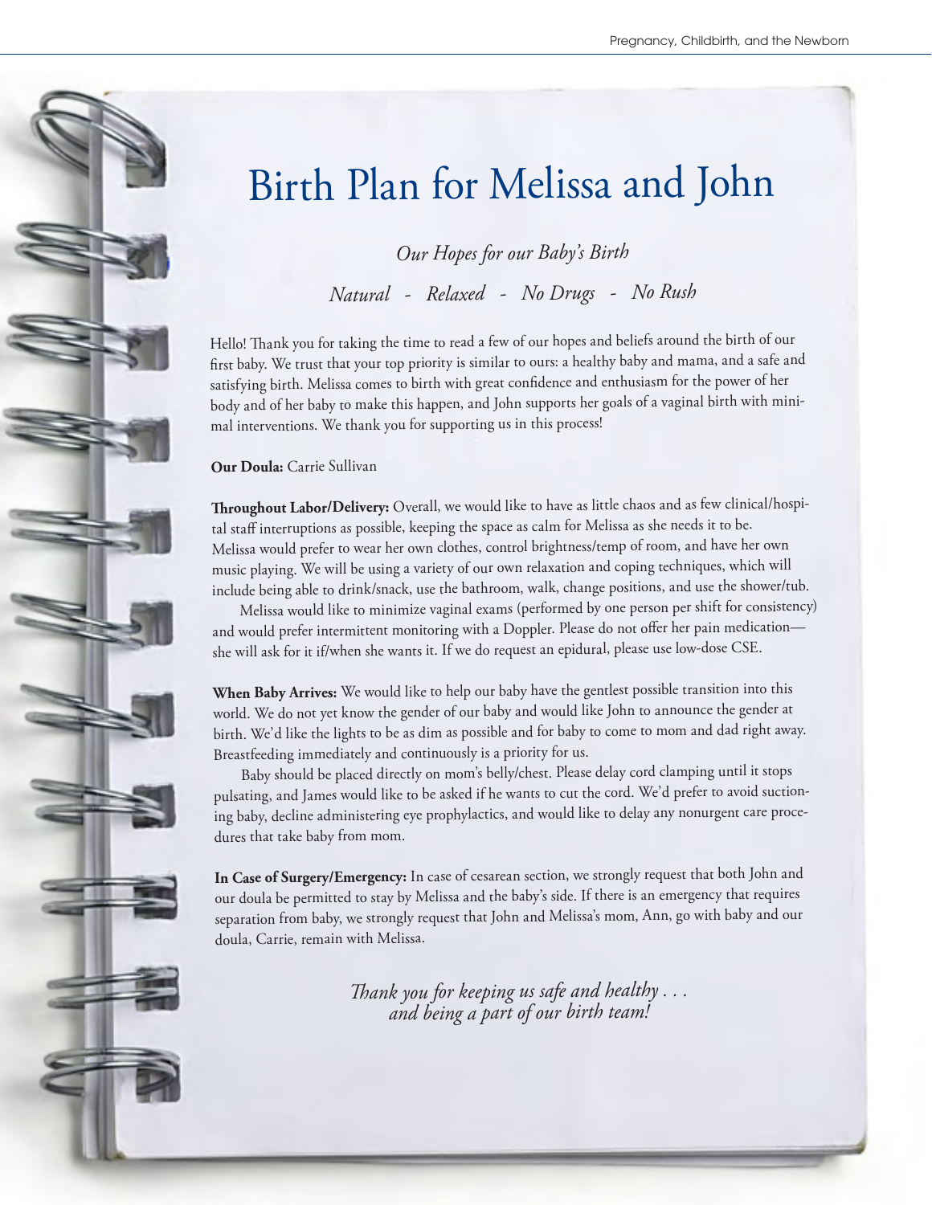# Birth Plan for Melissa and John

*Our Hopes for our Baby's Birth*

*Natural - Relaxed - No Drugs - No Rush*

Hello! Thank you for taking the time to read a few of our hopes and beliefs around the birth of our first baby. We trust that your top priority is similar to ours: a healthy baby and mama, and a safe and satisfying birth. Melissa comes to birth with great confidence and enthusiasm for the power of her body and of her baby to make this happen, and John supports her goals of a vaginal birth with minimal interventions. We thank you for supporting us in this process!

**Our Doula:** Carrie Sullivan

**Throughout Labor/Delivery:** Overall, we would like to have as little chaos and as few clinical/hospital staff interruptions as possible, keeping the space as calm for Melissa as she needs it to be. Melissa would prefer to wear her own clothes, control brightness/temp of room, and have her own music playing. We will be using a variety of our own relaxation and coping techniques, which will include being able to drink/snack, use the bathroom, walk, change positions, and use the shower/tub.

Melissa would like to minimize vaginal exams (performed by one person per shift for consistency) and would prefer intermittent monitoring with a Doppler. Please do not offer her pain medication—she will ask for it if/when she wants it. If we do request an epidural, please use low-dose CSE.

**When Baby Arrives:** We would like to help our baby have the gentlest possible transition into this world. We do not yet know the gender of our baby and would like John to announce the gender at birth. We'd like the lights to be as dim as possible and for baby to come to mom and dad right away. Breastfeeding immediately and continuously is a priority for us.

Baby should be placed directly on mom's belly/chest. Please delay cord clamping until it stops pulsating, and James would like to be asked if he wants to cut the cord. We'd prefer to avoid suctioning baby, decline administering eye prophylactics, and would like to delay any nonurgent care procedures that take baby from mom.

**In Case of Surgery/Emergency:** In case of cesarean section, we strongly request that both John and our doula be permitted to stay by Melissa and the baby's side. If there is an emergency that requires separation from baby, we strongly request that John and Melissa's mom, Ann, go with baby and our doula, Carrie, remain with Melissa.

*Thank you for keeping us safe and healthy . . .*
*and being a part of our birth team!*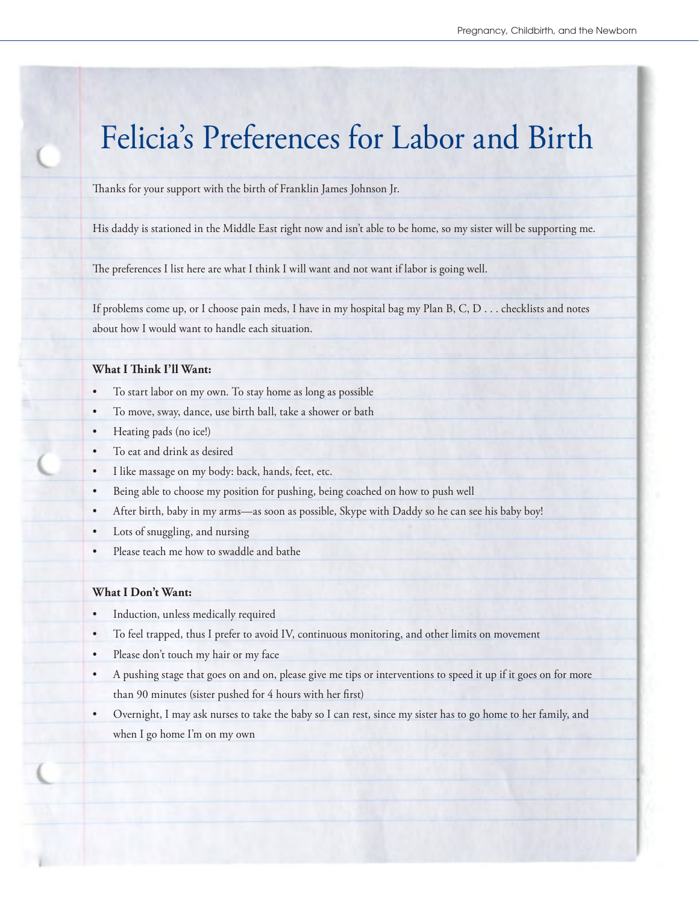# Felicia's Preferences for Labor and Birth

Thanks for your support with the birth of Franklin James Johnson Jr.

His daddy is stationed in the Middle East right now and isn't able to be home, so my sister will be supporting me.

The preferences I list here are what I think I will want and not want if labor is going well.

If problems come up, or I choose pain meds, I have in my hospital bag my Plan B, C, D . . . checklists and notes about how I would want to handle each situation.

**What I Think I'll Want:**

- To start labor on my own. To stay home as long as possible
- To move, sway, dance, use birth ball, take a shower or bath
- Heating pads (no ice!)
- To eat and drink as desired
- I like massage on my body: back, hands, feet, etc.
- Being able to choose my position for pushing, being coached on how to push well
- After birth, baby in my arms—as soon as possible, Skype with Daddy so he can see his baby boy!
- Lots of snuggling, and nursing
- Please teach me how to swaddle and bathe

**What I Don't Want:**

- Induction, unless medically required
- To feel trapped, thus I prefer to avoid IV, continuous monitoring, and other limits on movement
- Please don't touch my hair or my face
- A pushing stage that goes on and on, please give me tips or interventions to speed it up if it goes on for more than 90 minutes (sister pushed for 4 hours with her first)
- Overnight, I may ask nurses to take the baby so I can rest, since my sister has to go home to her family, and when I go home I'm on my own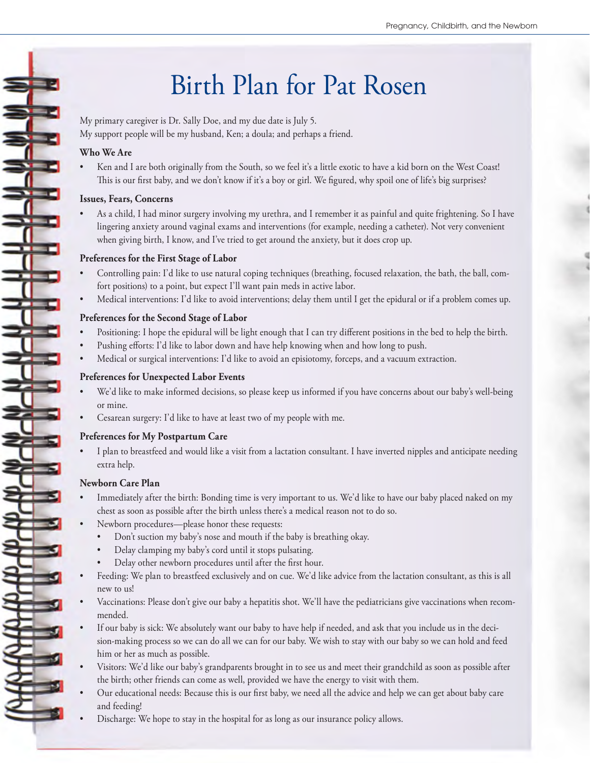# Birth Plan for Pat Rosen

My primary caregiver is Dr. Sally Doe, and my due date is July 5.
My support people will be my husband, Ken; a doula; and perhaps a friend.

**Who We Are**

- Ken and I are both originally from the South, so we feel it's a little exotic to have a kid born on the West Coast! This is our first baby, and we don't know if it's a boy or girl. We figured, why spoil one of life's big surprises?

**Issues, Fears, Concerns**

- As a child, I had minor surgery involving my urethra, and I remember it as painful and quite frightening. So I have lingering anxiety around vaginal exams and interventions (for example, needing a catheter). Not very convenient when giving birth, I know, and I've tried to get around the anxiety, but it does crop up.

**Preferences for the First Stage of Labor**

- Controlling pain: I'd like to use natural coping techniques (breathing, focused relaxation, the bath, the ball, comfort positions) to a point, but expect I'll want pain meds in active labor.
- Medical interventions: I'd like to avoid interventions; delay them until I get the epidural or if a problem comes up.

**Preferences for the Second Stage of Labor**

- Positioning: I hope the epidural will be light enough that I can try different positions in the bed to help the birth.
- Pushing efforts: I'd like to labor down and have help knowing when and how long to push.
- Medical or surgical interventions: I'd like to avoid an episiotomy, forceps, and a vacuum extraction.

**Preferences for Unexpected Labor Events**

- We'd like to make informed decisions, so please keep us informed if you have concerns about our baby's well-being or mine.
- Cesarean surgery: I'd like to have at least two of my people with me.

**Preferences for My Postpartum Care**

- I plan to breastfeed and would like a visit from a lactation consultant. I have inverted nipples and anticipate needing extra help.

**Newborn Care Plan**

- Immediately after the birth: Bonding time is very important to us. We'd like to have our baby placed naked on my chest as soon as possible after the birth unless there's a medical reason not to do so.
- Newborn procedures—please honor these requests:
  - Don't suction my baby's nose and mouth if the baby is breathing okay.
  - Delay clamping my baby's cord until it stops pulsating.
  - Delay other newborn procedures until after the first hour.
- Feeding: We plan to breastfeed exclusively and on cue. We'd like advice from the lactation consultant, as this is all new to us!
- Vaccinations: Please don't give our baby a hepatitis shot. We'll have the pediatricians give vaccinations when recommended.
- If our baby is sick: We absolutely want our baby to have help if needed, and ask that you include us in the decision-making process so we can do all we can for our baby. We wish to stay with our baby so we can hold and feed him or her as much as possible.
- Visitors: We'd like our baby's grandparents brought in to see us and meet their grandchild as soon as possible after the birth; other friends can come as well, provided we have the energy to visit with them.
- Our educational needs: Because this is our first baby, we need all the advice and help we can get about baby care and feeding!
- Discharge: We hope to stay in the hospital for as long as our insurance policy allows.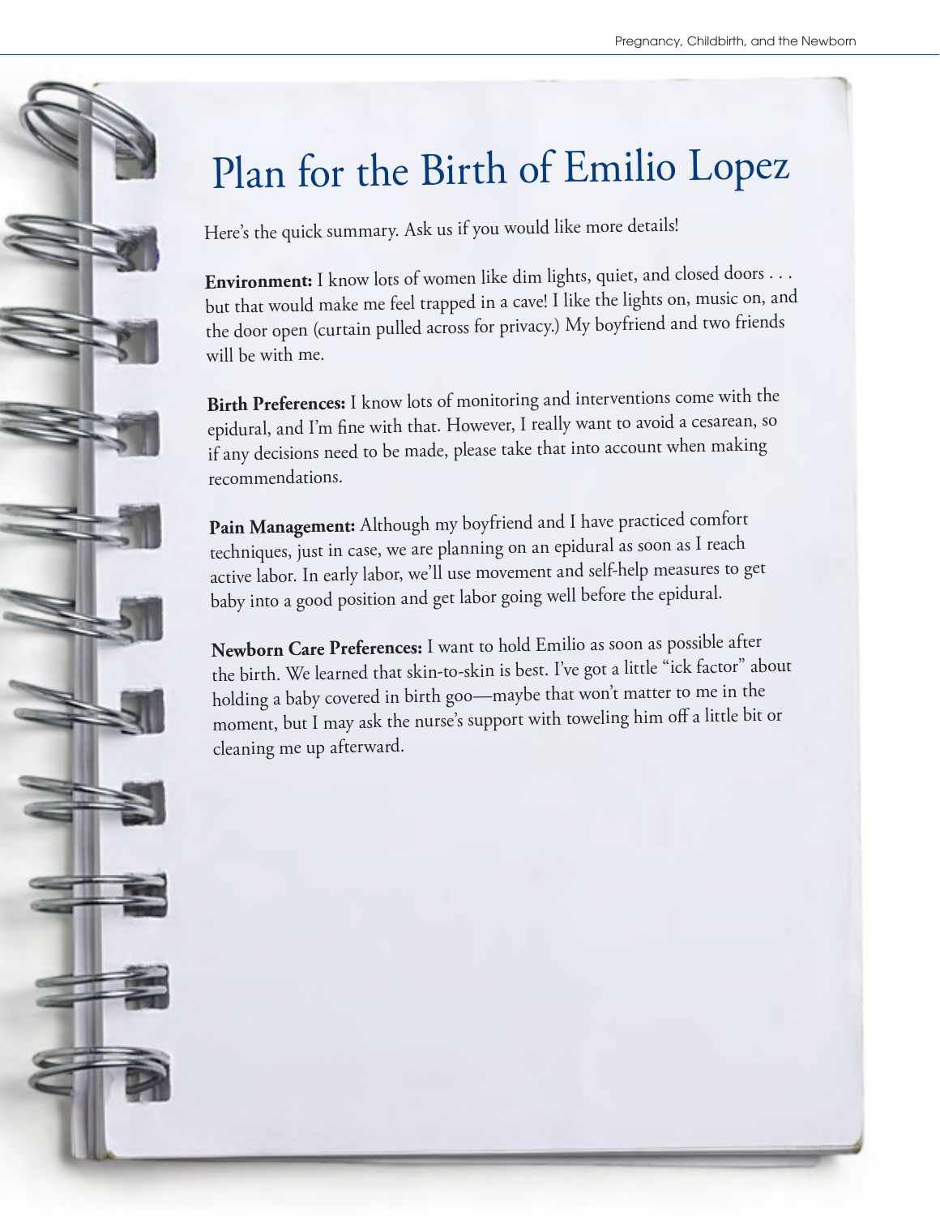# Plan for the Birth of Emilio Lopez

Here's the quick summary. Ask us if you would like more details!

**Environment:** I know lots of women like dim lights, quiet, and closed doors . . . but that would make me feel trapped in a cave! I like the lights on, music on, and the door open (curtain pulled across for privacy.) My boyfriend and two friends will be with me.

**Birth Preferences:** I know lots of monitoring and interventions come with the epidural, and I'm fine with that. However, I really want to avoid a cesarean, so if any decisions need to be made, please take that into account when making recommendations.

**Pain Management:** Although my boyfriend and I have practiced comfort techniques, just in case, we are planning on an epidural as soon as I reach active labor. In early labor, we'll use movement and self-help measures to get baby into a good position and get labor going well before the epidural.

**Newborn Care Preferences:** I want to hold Emilio as soon as possible after the birth. We learned that skin-to-skin is best. I've got a little "ick factor" about holding a baby covered in birth goo—maybe that won't matter to me in the moment, but I may ask the nurse's support with toweling him off a little bit or cleaning me up afterward.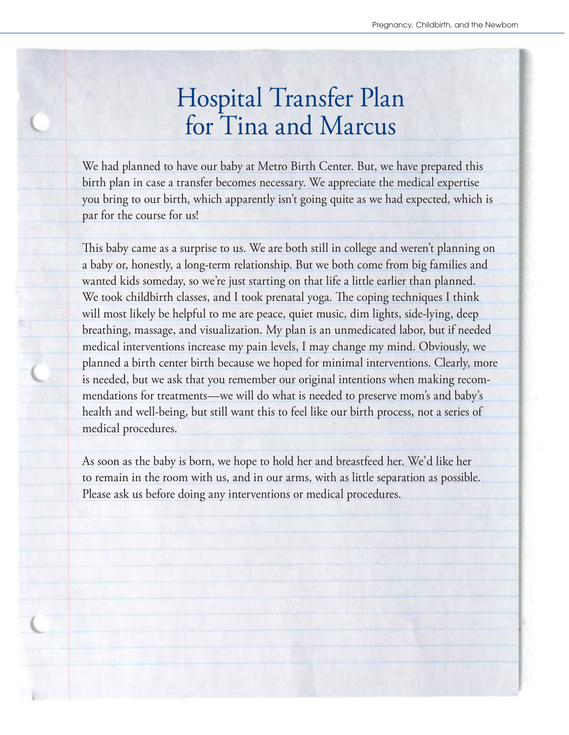# Hospital Transfer Plan for Tina and Marcus

We had planned to have our baby at Metro Birth Center. But, we have prepared this birth plan in case a transfer becomes necessary. We appreciate the medical expertise you bring to our birth, which apparently isn't going quite as we had expected, which is par for the course for us!

This baby came as a surprise to us. We are both still in college and weren't planning on a baby or, honestly, a long-term relationship. But we both come from big families and wanted kids someday, so we're just starting on that life a little earlier than planned. We took childbirth classes, and I took prenatal yoga. The coping techniques I think will most likely be helpful to me are peace, quiet music, dim lights, side-lying, deep breathing, massage, and visualization. My plan is an unmedicated labor, but if needed medical interventions increase my pain levels, I may change my mind. Obviously, we planned a birth center birth because we hoped for minimal interventions. Clearly, more is needed, but we ask that you remember our original intentions when making recommendations for treatments—we will do what is needed to preserve mom's and baby's health and well-being, but still want this to feel like our birth process, not a series of medical procedures.

As soon as the baby is born, we hope to hold her and breastfeed her. We'd like her to remain in the room with us, and in our arms, with as little separation as possible. Please ask us before doing any interventions or medical procedures.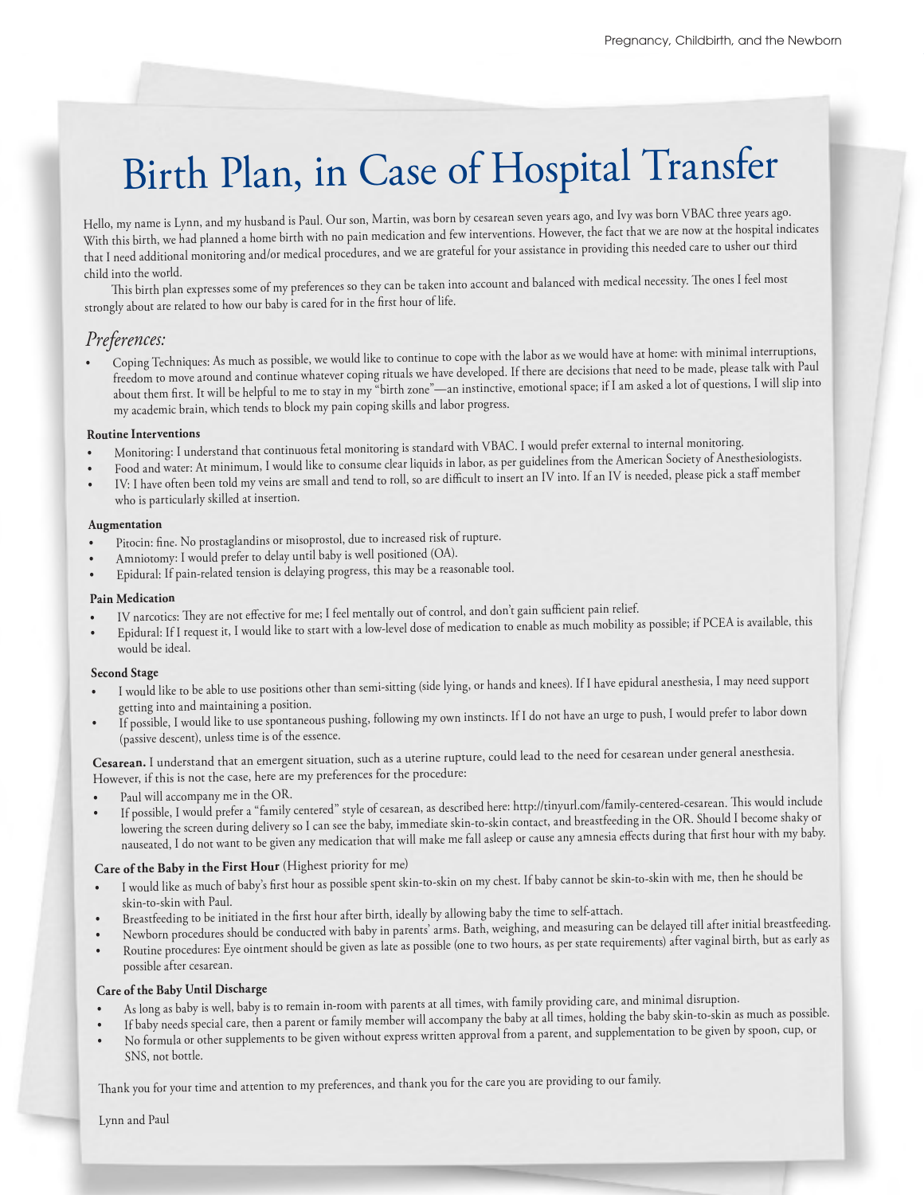# Birth Plan, in Case of Hospital Transfer

Hello, my name is Lynn, and my husband is Paul. Our son, Martin, was born by cesarean seven years ago, and Ivy was born VBAC three years ago. With this birth, we had planned a home birth with no pain medication and few interventions. However, the fact that we are now at the hospital indicates that I need additional monitoring and/or medical procedures, and we are grateful for your assistance in providing this needed care to usher our third child into the world.

This birth plan expresses some of my preferences so they can be taken into account and balanced with medical necessity. The ones I feel most strongly about are related to how our baby is cared for in the first hour of life.

## *Preferences:*

- Coping Techniques: As much as possible, we would like to continue to cope with the labor as we would have at home: with minimal interruptions, freedom to move around and continue whatever coping rituals we have developed. If there are decisions that need to be made, please talk with Paul about them first. It will be helpful to me to stay in my "birth zone"—an instinctive, emotional space; if I am asked a lot of questions, I will slip into my academic brain, which tends to block my pain coping skills and labor progress.

**Routine Interventions**

- Monitoring: I understand that continuous fetal monitoring is standard with VBAC. I would prefer external to internal monitoring.
- Food and water: At minimum, I would like to consume clear liquids in labor, as per guidelines from the American Society of Anesthesiologists.
- IV: I have often been told my veins are small and tend to roll, so are difficult to insert an IV into. If an IV is needed, please pick a staff member who is particularly skilled at insertion.

**Augmentation**

- Pitocin: fine. No prostaglandins or misoprostol, due to increased risk of rupture.
- Amniotomy: I would prefer to delay until baby is well positioned (OA).
- Epidural: If pain-related tension is delaying progress, this may be a reasonable tool.

**Pain Medication**

- IV narcotics: They are not effective for me; I feel mentally out of control, and don't gain sufficient pain relief.
- Epidural: If I request it, I would like to start with a low-level dose of medication to enable as much mobility as possible; if PCEA is available, this would be ideal.

**Second Stage**

- I would like to be able to use positions other than semi-sitting (side lying, or hands and knees). If I have epidural anesthesia, I may need support getting into and maintaining a position.
- If possible, I would like to use spontaneous pushing, following my own instincts. If I do not have an urge to push, I would prefer to labor down (passive descent), unless time is of the essence.

**Cesarean.** I understand that an emergent situation, such as a uterine rupture, could lead to the need for cesarean under general anesthesia. However, if this is not the case, here are my preferences for the procedure:

- Paul will accompany me in the OR.
- If possible, I would prefer a "family centered" style of cesarean, as described here: http://tinyurl.com/family-centered-cesarean. This would include lowering the screen during delivery so I can see the baby, immediate skin-to-skin contact, and breastfeeding in the OR. Should I become shaky or nauseated, I do not want to be given any medication that will make me fall asleep or cause any amnesia effects during that first hour with my baby.

**Care of the Baby in the First Hour** (Highest priority for me)

- I would like as much of baby's first hour as possible spent skin-to-skin on my chest. If baby cannot be skin-to-skin with me, then he should be skin-to-skin with Paul.
- Breastfeeding to be initiated in the first hour after birth, ideally by allowing baby the time to self-attach.
- Newborn procedures should be conducted with baby in parents' arms. Bath, weighing, and measuring can be delayed till after initial breastfeeding.
- Routine procedures: Eye ointment should be given as late as possible (one to two hours, as per state requirements) after vaginal birth, but as early as possible after cesarean.

**Care of the Baby Until Discharge**

- As long as baby is well, baby is to remain in-room with parents at all times, with family providing care, and minimal disruption.
- If baby needs special care, then a parent or family member will accompany the baby at all times, holding the baby skin-to-skin as much as possible.
- No formula or other supplements to be given without express written approval from a parent, and supplementation to be given by spoon, cup, or SNS, not bottle.

Thank you for your time and attention to my preferences, and thank you for the care you are providing to our family.

Lynn and Paul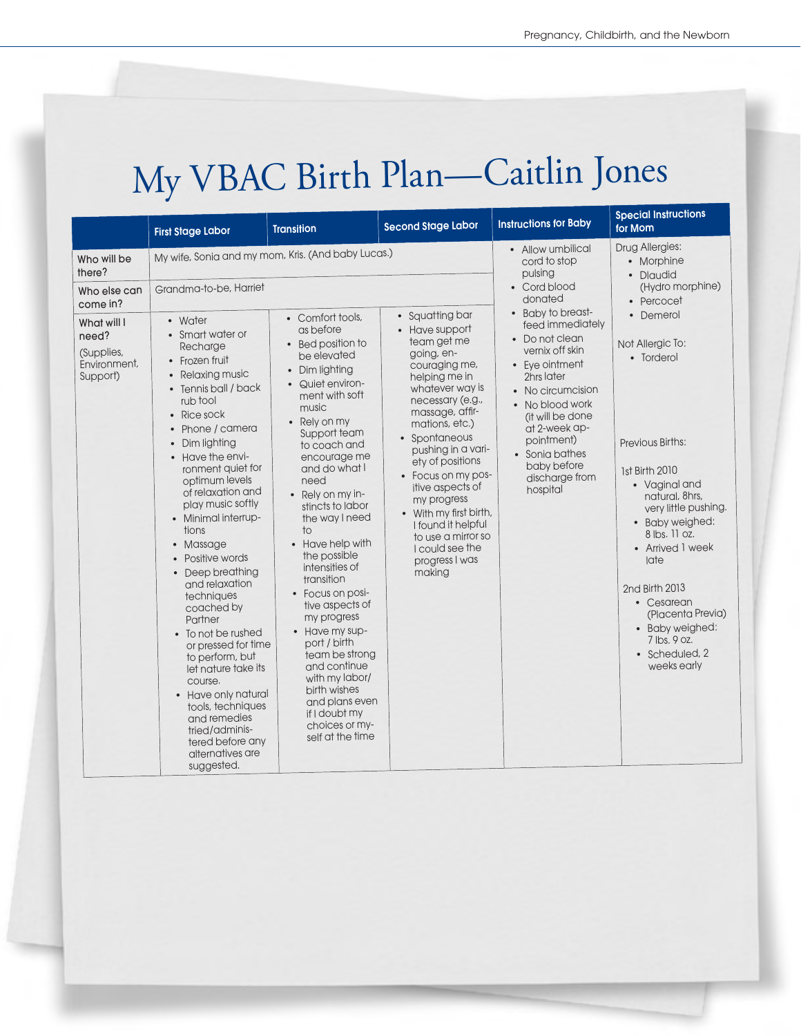# My VBAC Birth Plan—Caitlin Jones

| | First Stage Labor | Transition | Second Stage Labor | Instructions for Baby | Special Instructions for Mom |
|---|---|---|---|---|---|
| Who will be there? | My wife, Sonia and my mom, Kris. (And baby Lucas.) | | | • Allow umbilical cord to stop pulsing<br>• Cord blood donated<br>• Baby to breast-feed immediately<br>• Do not clean vernix off skin<br>• Eye ointment 2hrs later<br>• No circumcision<br>• No blood work (it will be done at 2-week appointment)<br>• Sonia bathes baby before discharge from hospital | Drug Allergies:<br>• Morphine<br>• Dlaudid (Hydro morphine)<br>• Percocet<br>• Demerol<br><br>Not Allergic To:<br>• Torderol<br><br>Previous Births:<br><br>1st Birth 2010<br>• Vaginal and natural, 8hrs, very little pushing.<br>• Baby weighed: 8 lbs. 11 oz.<br>• Arrived 1 week late<br><br>2nd Birth 2013<br>• Cesarean (Placenta Previa)<br>• Baby weighed: 7 lbs. 9 oz.<br>• Scheduled, 2 weeks early |
| Who else can come in? | Grandma-to-be, Harriet | | | | |
| What will I need? (Supplies, Environment, Support) | • Water<br>• Smart water or Recharge<br>• Frozen fruit<br>• Relaxing music<br>• Tennis ball / back rub tool<br>• Rice sock<br>• Phone / camera<br>• Dim lighting<br>• Have the environment quiet for optimum levels of relaxation and play music softly<br>• Minimal interruptions<br>• Massage<br>• Positive words<br>• Deep breathing and relaxation techniques coached by Partner<br>• To not be rushed or pressed for time to perform, but let nature take its course.<br>• Have only natural tools, techniques and remedies tried/administered before any alternatives are suggested. | • Comfort tools, as before<br>• Bed position to be elevated<br>• Dim lighting<br>• Quiet environment with soft music<br>• Rely on my Support team to coach and encourage me and do what I need<br>• Rely on my instincts to labor the way I need to<br>• Have help with the possible intensities of transition<br>• Focus on positive aspects of my progress<br>• Have my support / birth team be strong and continue with my labor/birth wishes and plans even if I doubt my choices or myself at the time | • Squatting bar<br>• Have support team get me going, encouraging me, helping me in whatever way is necessary (e.g., massage, affirmations, etc.)<br>• Spontaneous pushing in a variety of positions<br>• Focus on my positive aspects of my progress<br>• With my first birth, I found it helpful to use a mirror so I could see the progress I was making | | |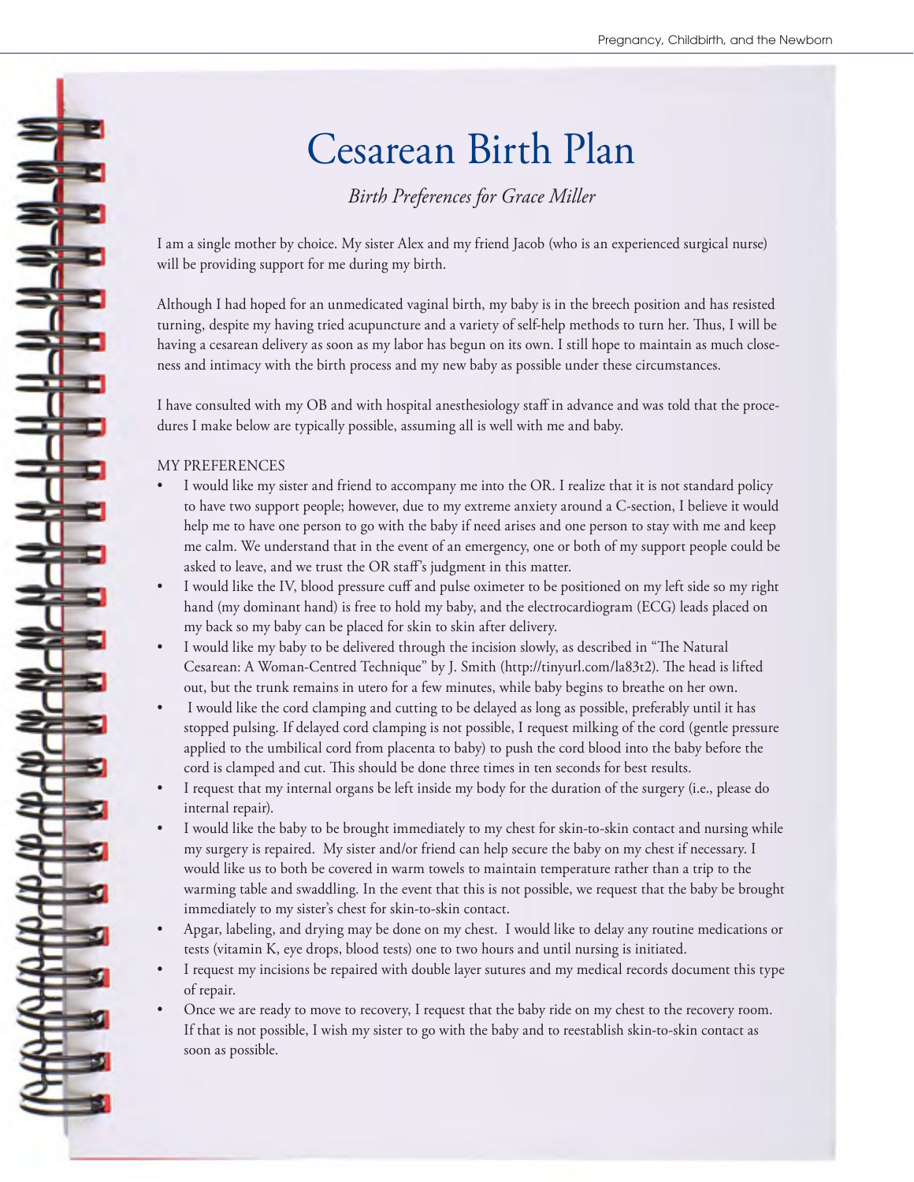# Cesarean Birth Plan

*Birth Preferences for Grace Miller*

I am a single mother by choice. My sister Alex and my friend Jacob (who is an experienced surgical nurse) will be providing support for me during my birth.

Although I had hoped for an unmedicated vaginal birth, my baby is in the breech position and has resisted turning, despite my having tried acupuncture and a variety of self-help methods to turn her. Thus, I will be having a cesarean delivery as soon as my labor has begun on its own. I still hope to maintain as much closeness and intimacy with the birth process and my new baby as possible under these circumstances.

I have consulted with my OB and with hospital anesthesiology staff in advance and was told that the procedures I make below are typically possible, assuming all is well with me and baby.

MY PREFERENCES

- I would like my sister and friend to accompany me into the OR. I realize that it is not standard policy to have two support people; however, due to my extreme anxiety around a C-section, I believe it would help me to have one person to go with the baby if need arises and one person to stay with me and keep me calm. We understand that in the event of an emergency, one or both of my support people could be asked to leave, and we trust the OR staff's judgment in this matter.
- I would like the IV, blood pressure cuff and pulse oximeter to be positioned on my left side so my right hand (my dominant hand) is free to hold my baby, and the electrocardiogram (ECG) leads placed on my back so my baby can be placed for skin to skin after delivery.
- I would like my baby to be delivered through the incision slowly, as described in "The Natural Cesarean: A Woman-Centred Technique" by J. Smith (http://tinyurl.com/la83t2). The head is lifted out, but the trunk remains in utero for a few minutes, while baby begins to breathe on her own.
- I would like the cord clamping and cutting to be delayed as long as possible, preferably until it has stopped pulsing. If delayed cord clamping is not possible, I request milking of the cord (gentle pressure applied to the umbilical cord from placenta to baby) to push the cord blood into the baby before the cord is clamped and cut. This should be done three times in ten seconds for best results.
- I request that my internal organs be left inside my body for the duration of the surgery (i.e., please do internal repair).
- I would like the baby to be brought immediately to my chest for skin-to-skin contact and nursing while my surgery is repaired. My sister and/or friend can help secure the baby on my chest if necessary. I would like us to both be covered in warm towels to maintain temperature rather than a trip to the warming table and swaddling. In the event that this is not possible, we request that the baby be brought immediately to my sister's chest for skin-to-skin contact.
- Apgar, labeling, and drying may be done on my chest. I would like to delay any routine medications or tests (vitamin K, eye drops, blood tests) one to two hours and until nursing is initiated.
- I request my incisions be repaired with double layer sutures and my medical records document this type of repair.
- Once we are ready to move to recovery, I request that the baby ride on my chest to the recovery room. If that is not possible, I wish my sister to go with the baby and to reestablish skin-to-skin contact as soon as possible.